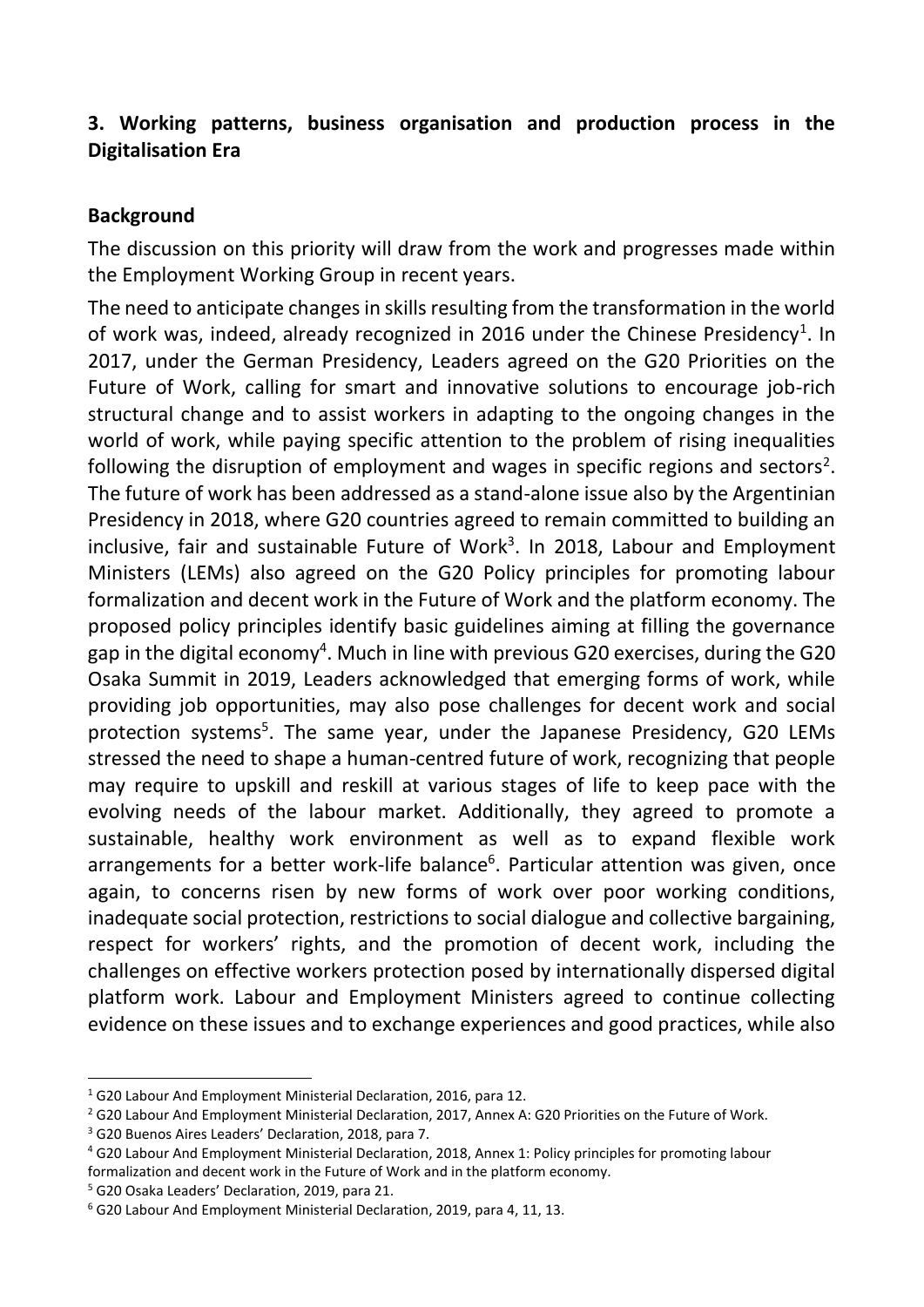### 3. Working patterns, business organisation and production process in the Digitalisation Era

#### Background

The discussion on this priority will draw from the work and progresses made within the Employment Working Group in recent years.

The need to anticipate changes in skills resulting from the transformation in the world of work was, indeed, already recognized in 2016 under the Chinese Presidency[1]. In 2017, under the German Presidency, Leaders agreed on the G20 Priorities on the Future of Work, calling for smart and innovative solutions to encourage job-rich structural change and to assist workers in adapting to the ongoing changes in the world of work, while paying specific attention to the problem of rising inequalities following the disruption of employment and wages in specific regions and sectors[2]. The future of work has been addressed as a stand-alone issue also by the Argentinian Presidency in 2018, where G20 countries agreed to remain committed to building an inclusive, fair and sustainable Future of Work[3]. In 2018, Labour and Employment Ministers (LEMs) also agreed on the G20 Policy principles for promoting labour formalization and decent work in the Future of Work and the platform economy. The proposed policy principles identify basic guidelines aiming at filling the governance gap in the digital economy[4]. Much in line with previous G20 exercises, during the G20 Osaka Summit in 2019, Leaders acknowledged that emerging forms of work, while providing job opportunities, may also pose challenges for decent work and social protection systems[5]. The same year, under the Japanese Presidency, G20 LEMs stressed the need to shape a human-centred future of work, recognizing that people may require to upskill and reskill at various stages of life to keep pace with the evolving needs of the labour market. Additionally, they agreed to promote a sustainable, healthy work environment as well as to expand flexible work arrangements for a better work-life balance[6]. Particular attention was given, once again, to concerns risen by new forms of work over poor working conditions, inadequate social protection, restrictions to social dialogue and collective bargaining, respect for workers' rights, and the promotion of decent work, including the challenges on effective workers protection posed by internationally dispersed digital platform work. Labour and Employment Ministers agreed to continue collecting evidence on these issues and to exchange experiences and good practices, while also

---

[1] G20 Labour And Employment Ministerial Declaration, 2016, para 12.

[2] G20 Labour And Employment Ministerial Declaration, 2017, Annex A: G20 Priorities on the Future of Work.

[3] G20 Buenos Aires Leaders' Declaration, 2018, para 7.

[4] G20 Labour And Employment Ministerial Declaration, 2018, Annex 1: Policy principles for promoting labour formalization and decent work in the Future of Work and in the platform economy.

[5] G20 Osaka Leaders' Declaration, 2019, para 21.

[6] G20 Labour And Employment Ministerial Declaration, 2019, para 4, 11, 13.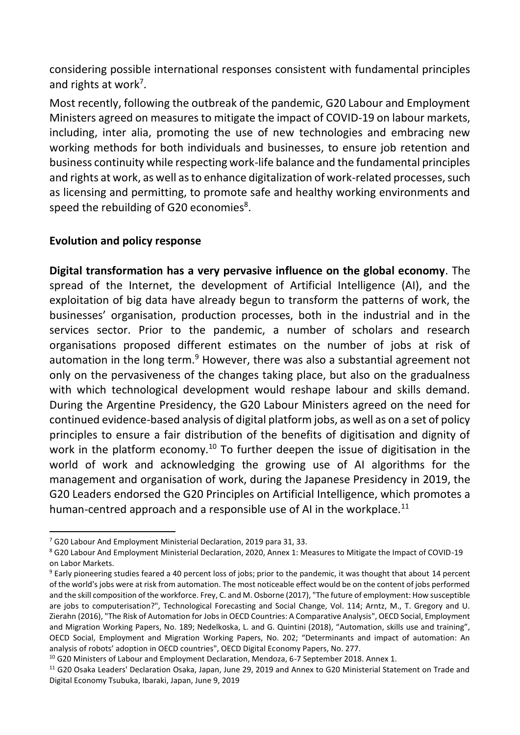considering possible international responses consistent with fundamental principles and rights at work[7].

Most recently, following the outbreak of the pandemic, G20 Labour and Employment Ministers agreed on measures to mitigate the impact of COVID-19 on labour markets, including, inter alia, promoting the use of new technologies and embracing new working methods for both individuals and businesses, to ensure job retention and business continuity while respecting work-life balance and the fundamental principles and rights at work, as well as to enhance digitalization of work-related processes, such as licensing and permitting, to promote safe and healthy working environments and speed the rebuilding of G20 economies[8].

## Evolution and policy response

**Digital transformation has a very pervasive influence on the global economy**. The spread of the Internet, the development of Artificial Intelligence (AI), and the exploitation of big data have already begun to transform the patterns of work, the businesses' organisation, production processes, both in the industrial and in the services sector. Prior to the pandemic, a number of scholars and research organisations proposed different estimates on the number of jobs at risk of automation in the long term.[9] However, there was also a substantial agreement not only on the pervasiveness of the changes taking place, but also on the gradualness with which technological development would reshape labour and skills demand. During the Argentine Presidency, the G20 Labour Ministers agreed on the need for continued evidence-based analysis of digital platform jobs, as well as on a set of policy principles to ensure a fair distribution of the benefits of digitisation and dignity of work in the platform economy.[10] To further deepen the issue of digitisation in the world of work and acknowledging the growing use of AI algorithms for the management and organisation of work, during the Japanese Presidency in 2019, the G20 Leaders endorsed the G20 Principles on Artificial Intelligence, which promotes a human-centred approach and a responsible use of AI in the workplace.[11]

---

[7] G20 Labour And Employment Ministerial Declaration, 2019 para 31, 33.

[8] G20 Labour And Employment Ministerial Declaration, 2020, Annex 1: Measures to Mitigate the Impact of COVID-19 on Labor Markets.

[9] Early pioneering studies feared a 40 percent loss of jobs; prior to the pandemic, it was thought that about 14 percent of the world's jobs were at risk from automation. The most noticeable effect would be on the content of jobs performed and the skill composition of the workforce. Frey, C. and M. Osborne (2017), "The future of employment: How susceptible are jobs to computerisation?", Technological Forecasting and Social Change, Vol. 114; Arntz, M., T. Gregory and U. Zierahn (2016), "The Risk of Automation for Jobs in OECD Countries: A Comparative Analysis", OECD Social, Employment and Migration Working Papers, No. 189; Nedelkoska, L. and G. Quintini (2018), "Automation, skills use and training", OECD Social, Employment and Migration Working Papers, No. 202; "Determinants and impact of automation: An analysis of robots' adoption in OECD countries", OECD Digital Economy Papers, No. 277.

[10] G20 Ministers of Labour and Employment Declaration, Mendoza, 6-7 September 2018. Annex 1.

[11] G20 Osaka Leaders' Declaration Osaka, Japan, June 29, 2019 and Annex to G20 Ministerial Statement on Trade and Digital Economy Tsubuka, Ibaraki, Japan, June 9, 2019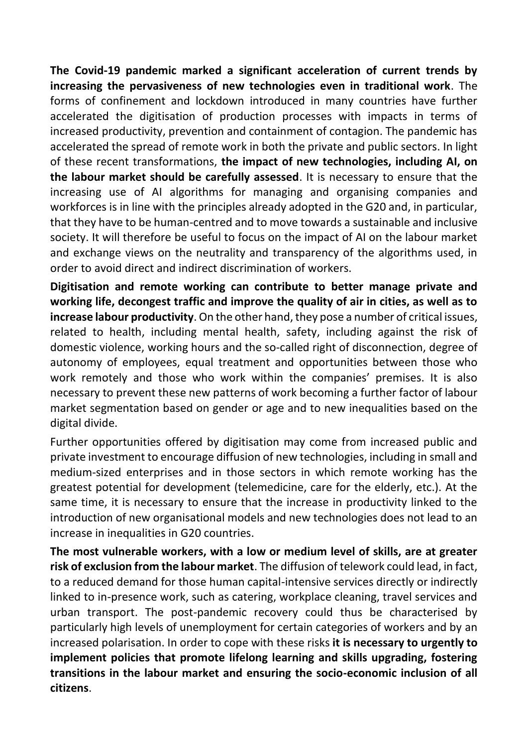**The Covid-19 pandemic marked a significant acceleration of current trends by increasing the pervasiveness of new technologies even in traditional work**. The forms of confinement and lockdown introduced in many countries have further accelerated the digitisation of production processes with impacts in terms of increased productivity, prevention and containment of contagion. The pandemic has accelerated the spread of remote work in both the private and public sectors. In light of these recent transformations, **the impact of new technologies, including AI, on the labour market should be carefully assessed**. It is necessary to ensure that the increasing use of AI algorithms for managing and organising companies and workforces is in line with the principles already adopted in the G20 and, in particular, that they have to be human-centred and to move towards a sustainable and inclusive society. It will therefore be useful to focus on the impact of AI on the labour market and exchange views on the neutrality and transparency of the algorithms used, in order to avoid direct and indirect discrimination of workers.

**Digitisation and remote working can contribute to better manage private and working life, decongest traffic and improve the quality of air in cities, as well as to increase labour productivity**. On the other hand, they pose a number of critical issues, related to health, including mental health, safety, including against the risk of domestic violence, working hours and the so-called right of disconnection, degree of autonomy of employees, equal treatment and opportunities between those who work remotely and those who work within the companies' premises. It is also necessary to prevent these new patterns of work becoming a further factor of labour market segmentation based on gender or age and to new inequalities based on the digital divide.

Further opportunities offered by digitisation may come from increased public and private investment to encourage diffusion of new technologies, including in small and medium-sized enterprises and in those sectors in which remote working has the greatest potential for development (telemedicine, care for the elderly, etc.). At the same time, it is necessary to ensure that the increase in productivity linked to the introduction of new organisational models and new technologies does not lead to an increase in inequalities in G20 countries.

**The most vulnerable workers, with a low or medium level of skills, are at greater risk of exclusion from the labour market**. The diffusion of telework could lead, in fact, to a reduced demand for those human capital-intensive services directly or indirectly linked to in-presence work, such as catering, workplace cleaning, travel services and urban transport. The post-pandemic recovery could thus be characterised by particularly high levels of unemployment for certain categories of workers and by an increased polarisation. In order to cope with these risks **it is necessary to urgently to implement policies that promote lifelong learning and skills upgrading, fostering transitions in the labour market and ensuring the socio-economic inclusion of all citizens**.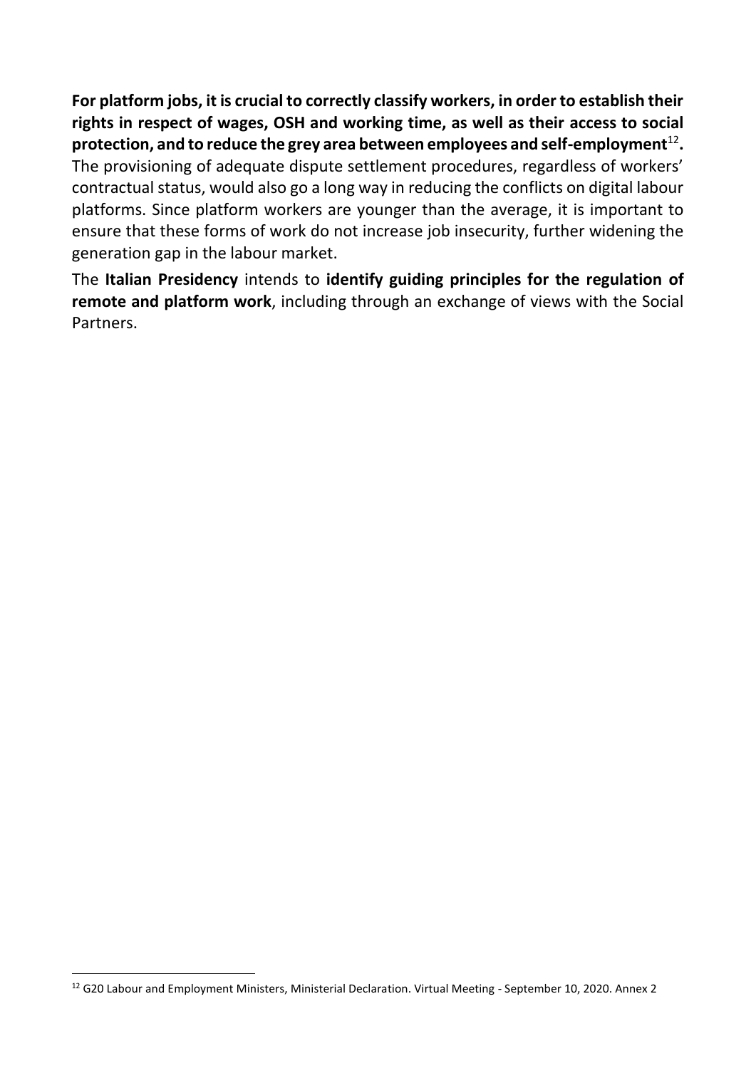**For platform jobs, it is crucial to correctly classify workers, in order to establish their rights in respect of wages, OSH and working time, as well as their access to social protection, and to reduce the grey area between employees and self-employment**[12]**.** The provisioning of adequate dispute settlement procedures, regardless of workers' contractual status, would also go a long way in reducing the conflicts on digital labour platforms. Since platform workers are younger than the average, it is important to ensure that these forms of work do not increase job insecurity, further widening the generation gap in the labour market.

The **Italian Presidency** intends to **identify guiding principles for the regulation of remote and platform work**, including through an exchange of views with the Social Partners.

[12] G20 Labour and Employment Ministers, Ministerial Declaration. Virtual Meeting - September 10, 2020. Annex 2